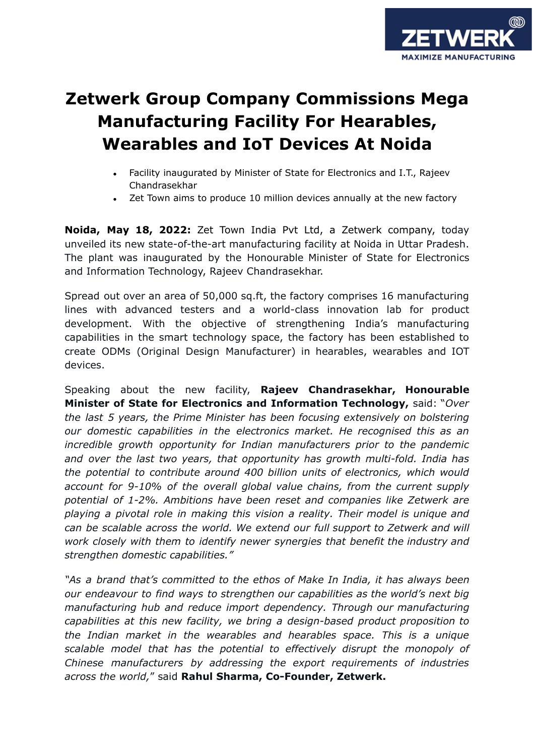# Zetwerk Group Company Commissions Mega Manufacturing Facility For Hearables, Wearables and IoT Devices At Noida

- Facility inaugurated by Minister of State for Electronics and I.T., Rajeev Chandrasekhar
- Zet Town aims to produce 10 million devices annually at the new factory

**Noida, May 18, 2022:** Zet Town India Pvt Ltd, a Zetwerk company, today unveiled its new state-of-the-art manufacturing facility at Noida in Uttar Pradesh. The plant was inaugurated by the Honourable Minister of State for Electronics and Information Technology, Rajeev Chandrasekhar.

Spread out over an area of 50,000 sq.ft, the factory comprises 16 manufacturing lines with advanced testers and a world-class innovation lab for product development. With the objective of strengthening India's manufacturing capabilities in the smart technology space, the factory has been established to create ODMs (Original Design Manufacturer) in hearables, wearables and IOT devices.

Speaking about the new facility, **Rajeev Chandrasekhar, Honourable Minister of State for Electronics and Information Technology,** said: "*Over the last 5 years, the Prime Minister has been focusing extensively on bolstering our domestic capabilities in the electronics market. He recognised this as an incredible growth opportunity for Indian manufacturers prior to the pandemic and over the last two years, that opportunity has growth multi-fold. India has the potential to contribute around 400 billion units of electronics, which would account for 9-10% of the overall global value chains, from the current supply potential of 1-2%. Ambitions have been reset and companies like Zetwerk are playing a pivotal role in making this vision a reality. Their model is unique and can be scalable across the world. We extend our full support to Zetwerk and will work closely with them to identify newer synergies that benefit the industry and strengthen domestic capabilities."*

*"As a brand that's committed to the ethos of Make In India, it has always been our endeavour to find ways to strengthen our capabilities as the world's next big manufacturing hub and reduce import dependency. Through our manufacturing capabilities at this new facility, we bring a design-based product proposition to the Indian market in the wearables and hearables space. This is a unique scalable model that has the potential to effectively disrupt the monopoly of Chinese manufacturers by addressing the export requirements of industries across the world,*" said **Rahul Sharma, Co-Founder, Zetwerk.**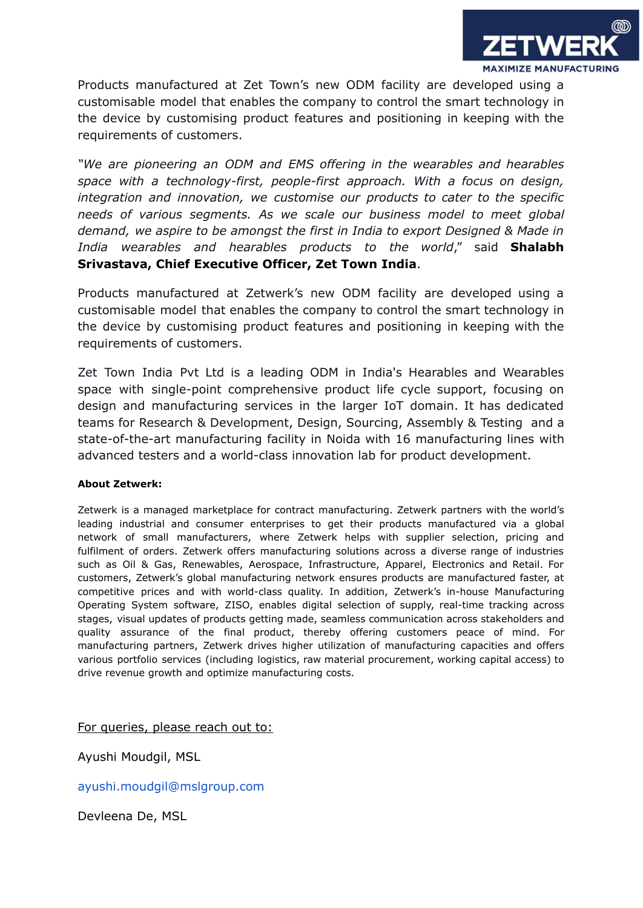Products manufactured at Zet Town's new ODM facility are developed using a customisable model that enables the company to control the smart technology in the device by customising product features and positioning in keeping with the requirements of customers.

*"We are pioneering an ODM and EMS offering in the wearables and hearables space with a technology-first, people-first approach. With a focus on design, integration and innovation, we customise our products to cater to the specific needs of various segments. As we scale our business model to meet global demand, we aspire to be amongst the first in India to export Designed & Made in India wearables and hearables products to the world,"* said **Shalabh Srivastava, Chief Executive Officer, Zet Town India**.

Products manufactured at Zetwerk's new ODM facility are developed using a customisable model that enables the company to control the smart technology in the device by customising product features and positioning in keeping with the requirements of customers.

Zet Town India Pvt Ltd is a leading ODM in India's Hearables and Wearables space with single-point comprehensive product life cycle support, focusing on design and manufacturing services in the larger IoT domain. It has dedicated teams for Research & Development, Design, Sourcing, Assembly & Testing and a state-of-the-art manufacturing facility in Noida with 16 manufacturing lines with advanced testers and a world-class innovation lab for product development.

**About Zetwerk:**

Zetwerk is a managed marketplace for contract manufacturing. Zetwerk partners with the world's leading industrial and consumer enterprises to get their products manufactured via a global network of small manufacturers, where Zetwerk helps with supplier selection, pricing and fulfilment of orders. Zetwerk offers manufacturing solutions across a diverse range of industries such as Oil & Gas, Renewables, Aerospace, Infrastructure, Apparel, Electronics and Retail. For customers, Zetwerk's global manufacturing network ensures products are manufactured faster, at competitive prices and with world-class quality. In addition, Zetwerk's in-house Manufacturing Operating System software, ZISO, enables digital selection of supply, real-time tracking across stages, visual updates of products getting made, seamless communication across stakeholders and quality assurance of the final product, thereby offering customers peace of mind. For manufacturing partners, Zetwerk drives higher utilization of manufacturing capacities and offers various portfolio services (including logistics, raw material procurement, working capital access) to drive revenue growth and optimize manufacturing costs.

For queries, please reach out to:

Ayushi Moudgil, MSL

ayushi.moudgil@mslgroup.com

Devleena De, MSL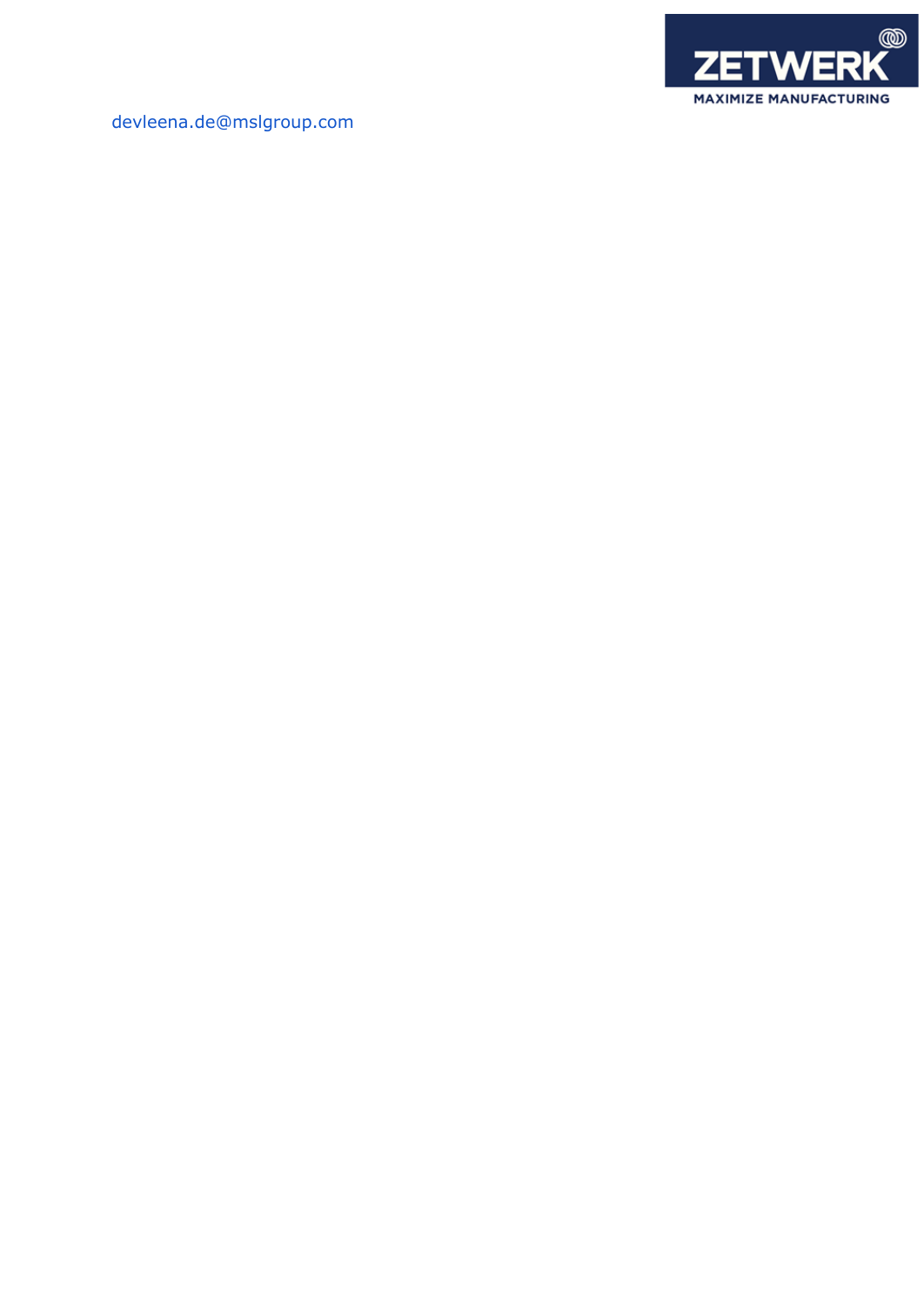devleena.de@mslgroup.com